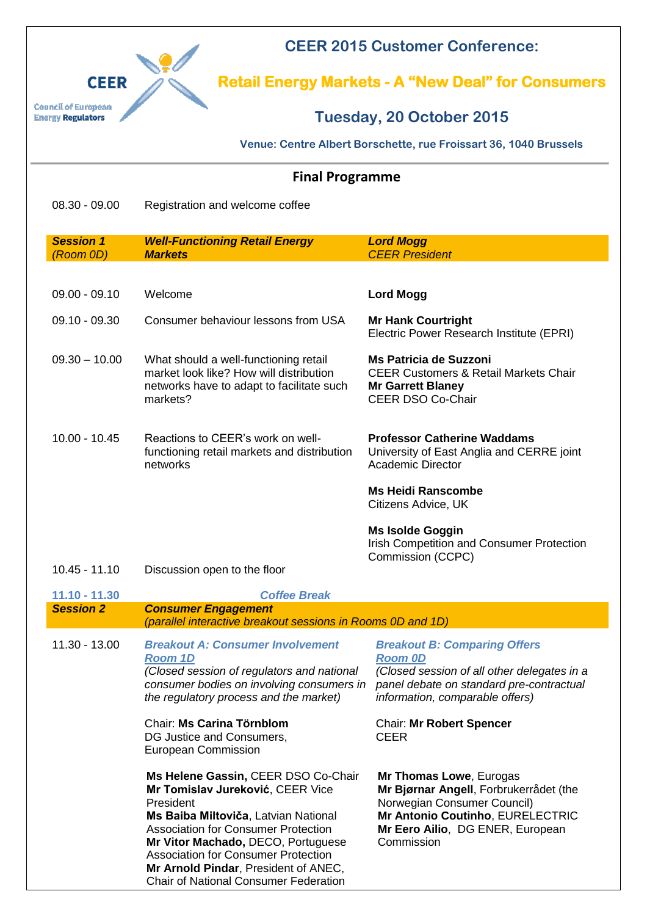CEER

Council of European Energy Regulators

# CEER 2015 Customer Conference:

# Retail Energy Markets - A “New Deal” for Consumers

## Tuesday, 20 October 2015

**Venue: Centre Albert Borschette, rue Froissart 36, 1040 Brussels**

## Final Programme

| | | |
|---|---|---|
| 08.30 - 09.00 | Registration and welcome coffee | |
| ***Session 1*** *(Room 0D)* | ***Well-Functioning Retail Energy Markets*** | ***Lord Mogg*** *CEER President* |
| 09.00 - 09.10 | Welcome | **Lord Mogg** |
| 09.10 - 09.30 | Consumer behaviour lessons from USA | **Mr Hank Courtright** Electric Power Research Institute (EPRI) |
| 09.30 – 10.00 | What should a well-functioning retail market look like? How will distribution networks have to adapt to facilitate such markets? | **Ms Patricia de Suzzoni** CEER Customers & Retail Markets Chair **Mr Garrett Blaney** CEER DSO Co-Chair |
| 10.00 - 10.45 | Reactions to CEER’s work on well-functioning retail markets and distribution networks | **Professor Catherine Waddams** University of East Anglia and CERRE joint Academic Director<br>**Ms Heidi Ranscombe** Citizens Advice, UK<br>**Ms Isolde Goggin** Irish Competition and Consumer Protection Commission (CCPC) |
| 10.45 - 11.10 | Discussion open to the floor | |
| 11.10 - 11.30 | *Coffee Break* | |
| ***Session 2*** | ***Consumer Engagement*** *(parallel interactive breakout sessions in Rooms 0D and 1D)* | |
| 11.30 - 13.00 | ***Breakout A: Consumer Involvement*** *Room 1D* *(Closed session of regulators and national consumer bodies on involving consumers in the regulatory process and the market)*<br>Chair: **Ms Carina Törnblom** DG Justice and Consumers, European Commission<br>**Ms Helene Gassin,** CEER DSO Co-Chair<br>**Mr Tomislav Jureković**, CEER Vice President<br>**Ms Baiba Miltoviča**, Latvian National Association for Consumer Protection<br>**Mr Vitor Machado,** DECO, Portuguese Association for Consumer Protection<br>**Mr Arnold Pindar**, President of ANEC, Chair of National Consumer Federation | ***Breakout B: Comparing Offers*** *Room 0D* *(Closed session of all other delegates in a panel debate on standard pre-contractual information, comparable offers)*<br>Chair: **Mr Robert Spencer** CEER<br>**Mr Thomas Lowe**, Eurogas<br>**Mr Bjørnar Angell**, Forbrukerrådet (the Norwegian Consumer Council)<br>**Mr Antonio Coutinho**, EURELECTRIC<br>**Mr Eero Ailio**, DG ENER, European Commission |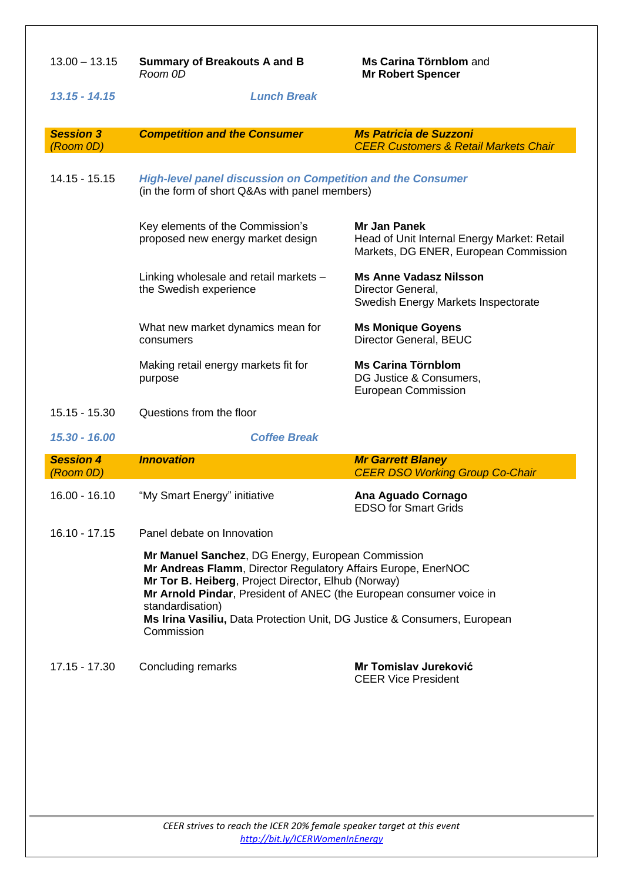| | | |
|---|---|---|
| 13.00 – 13.15 | **Summary of Breakouts A and B**<br>*Room 0D* | **Ms Carina Törnblom** and **Mr Robert Spencer** |
| *13.15 - 14.15* | ***Lunch Break*** | |
| ***Session 3*** *(Room 0D)* | ***Competition and the Consumer*** | ***Ms Patricia de Suzzoni***<br>*CEER Customers & Retail Markets Chair* |
| 14.15 - 15.15 | ***High-level panel discussion on Competition and the Consumer***<br>(in the form of short Q&As with panel members) | |
| | Key elements of the Commission's proposed new energy market design | **Mr Jan Panek**<br>Head of Unit Internal Energy Market: Retail Markets, DG ENER, European Commission |
| | Linking wholesale and retail markets – the Swedish experience | **Ms Anne Vadasz Nilsson**<br>Director General, Swedish Energy Markets Inspectorate |
| | What new market dynamics mean for consumers | **Ms Monique Goyens**<br>Director General, BEUC |
| | Making retail energy markets fit for purpose | **Ms Carina Törnblom**<br>DG Justice & Consumers, European Commission |
| 15.15 - 15.30 | Questions from the floor | |
| *15.30 - 16.00* | ***Coffee Break*** | |
| ***Session 4*** *(Room 0D)* | ***Innovation*** | ***Mr Garrett Blaney***<br>*CEER DSO Working Group Co-Chair* |
| 16.00 - 16.10 | "My Smart Energy" initiative | **Ana Aguado Cornago**<br>EDSO for Smart Grids |
| 16.10 - 17.15 | Panel debate on Innovation<br><br>**Mr Manuel Sanchez**, DG Energy, European Commission<br>**Mr Andreas Flamm**, Director Regulatory Affairs Europe, EnerNOC<br>**Mr Tor B. Heiberg**, Project Director, Elhub (Norway)<br>**Mr Arnold Pindar**, President of ANEC (the European consumer voice in standardisation)<br>**Ms Irina Vasiliu,** Data Protection Unit, DG Justice & Consumers, European Commission | |
| 17.15 - 17.30 | Concluding remarks | **Mr Tomislav Jureković**<br>CEER Vice President |

*CEER strives to reach the ICER 20% female speaker target at this event*
*http://bit.ly/ICERWomenInEnergy*